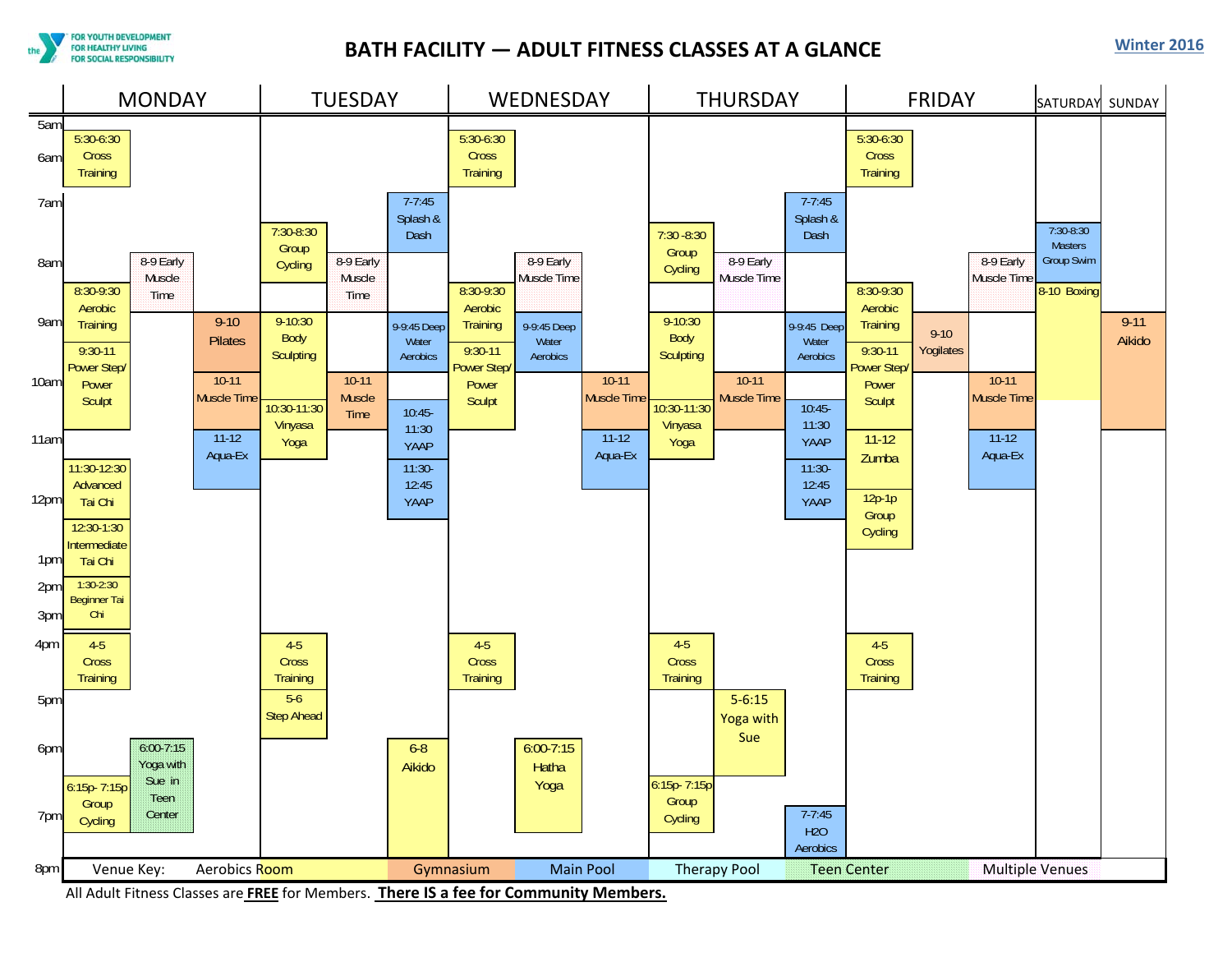# BATH FACILITY — ADULT FITNESS CLASSES AT A GLANCE

**Winter 2016**

the Y — FOR YOUTH DEVELOPMENT, FOR HEALTHY LIVING, FOR SOCIAL RESPONSIBILITY

| MONDAY | TUESDAY | WEDNESDAY | THURSDAY | FRIDAY | SATURDAY | SUNDAY |
|---|---|---|---|---|---|---|
| 5:30-6:30 Cross Training | | 5:30-6:30 Cross Training | | 5:30-6:30 Cross Training | | |
| | 7-7:45 Splash & Dash | | 7-7:45 Splash & Dash | | 7:30-8:30 Masters Group Swim | |
| | 7:30-8:30 Group Cycling | | 7:30 -8:30 Group Cycling | | | |
| 8-9 Early Muscle Time | 8-9 Early Muscle Time | 8-9 Early Muscle Time | 8-9 Early Muscle Time | 8-9 Early Muscle Time | 8-10 Boxing | |
| 8:30-9:30 Aerobic Training | | 8:30-9:30 Aerobic Training | | 8:30-9:30 Aerobic Training | | |
| 9-10 Pilates | 9-10:30 Body Sculpting | 9-9:45 Deep Water Aerobics | 9-10:30 Body Sculpting | 9-10 Yogilates | | 9-11 Aikido |
| 9:30-11 Power Step/ Power Sculpt | 9-9:45 Deep Water Aerobics | 9:30-11 Power Step/ Power Sculpt | 9-9:45 Deep Water Aerobics | 9:30-11 Power Step/ Power Sculpt | | |
| 10-11 Muscle Time | 10-11 Muscle Time | 10-11 Muscle Time | 10-11 Muscle Time | 10-11 Muscle Time | | |
| 11-12 Aqua-Ex | 10:30-11:30 Vinyasa Yoga | 11-12 Aqua-Ex | 10:30-11:30 Vinyasa Yoga | 11-12 Zumba | | |
| 11:30-12:30 Advanced Tai Chi | 10:45-11:30 YAAP | | 10:45-11:30 YAAP | 11-12 Aqua-Ex | | |
| 12:30-1:30 Intermediate Tai Chi | 11:30-12:45 YAAP | | 11:30-12:45 YAAP | 12p-1p Group Cycling | | |
| 1:30-2:30 Beginner Tai Chi | | | | | | |
| 4-5 Cross Training | 4-5 Cross Training | 4-5 Cross Training | 4-5 Cross Training | 4-5 Cross Training | | |
| | 5-6 Step Ahead | | 5-6:15 Yoga with Sue | | | |
| 6:00-7:15 Yoga with Sue in Teen Center | 6-8 Aikido | 6:00-7:15 Hatha Yoga | 6:15p- 7:15p Group Cycling | | | |
| 6:15p- 7:15p Group Cycling | | | 7-7:45 H2O Aerobics | | | |

Venue Key: Aerobics Room | Gymnasium | Main Pool | Therapy Pool | Teen Center | Multiple Venues

All Adult Fitness Classes are **FREE** for Members. **There IS a fee for Community Members.**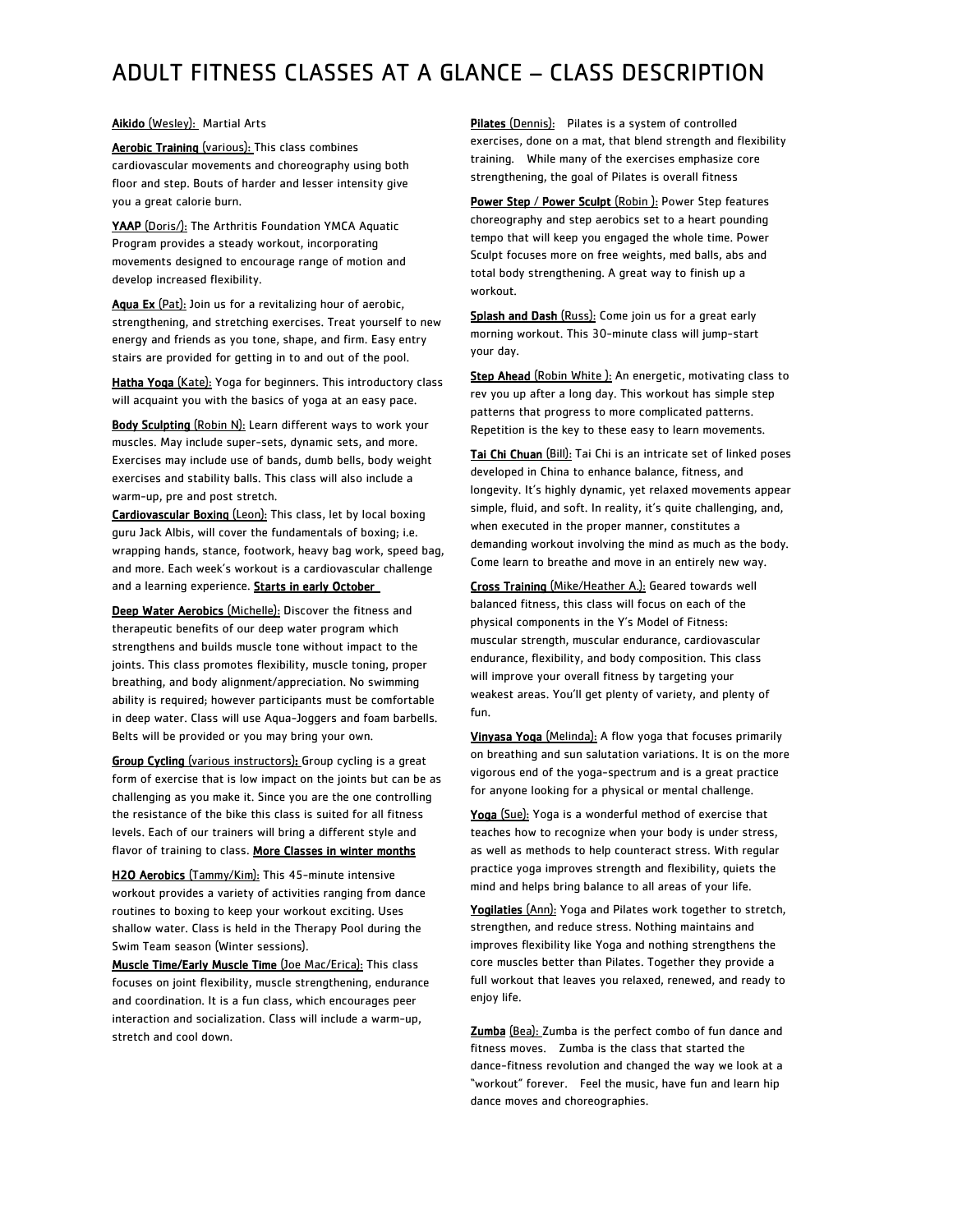# ADULT FITNESS CLASSES AT A GLANCE – CLASS DESCRIPTION

**Aikido** (Wesley): Martial Arts

**Aerobic Training** (various): This class combines cardiovascular movements and choreography using both floor and step. Bouts of harder and lesser intensity give you a great calorie burn.

**YAAP** (Doris/): The Arthritis Foundation YMCA Aquatic Program provides a steady workout, incorporating movements designed to encourage range of motion and develop increased flexibility.

**Aqua Ex** (Pat): Join us for a revitalizing hour of aerobic, strengthening, and stretching exercises. Treat yourself to new energy and friends as you tone, shape, and firm. Easy entry stairs are provided for getting in to and out of the pool.

**Hatha Yoga** (Kate): Yoga for beginners. This introductory class will acquaint you with the basics of yoga at an easy pace.

**Body Sculpting** (Robin N): Learn different ways to work your muscles. May include super-sets, dynamic sets, and more. Exercises may include use of bands, dumb bells, body weight exercises and stability balls. This class will also include a warm-up, pre and post stretch.

**Cardiovascular Boxing** (Leon): This class, let by local boxing guru Jack Albis, will cover the fundamentals of boxing; i.e. wrapping hands, stance, footwork, heavy bag work, speed bag, and more. Each week's workout is a cardiovascular challenge and a learning experience. **Starts in early October**

**Deep Water Aerobics** (Michelle): Discover the fitness and therapeutic benefits of our deep water program which strengthens and builds muscle tone without impact to the joints. This class promotes flexibility, muscle toning, proper breathing, and body alignment/appreciation. No swimming ability is required; however participants must be comfortable in deep water. Class will use Aqua-Joggers and foam barbells. Belts will be provided or you may bring your own.

**Group Cycling** (various instructors): Group cycling is a great form of exercise that is low impact on the joints but can be as challenging as you make it. Since you are the one controlling the resistance of the bike this class is suited for all fitness levels. Each of our trainers will bring a different style and flavor of training to class. **More Classes in winter months**

**H2O Aerobics** (Tammy/Kim): This 45-minute intensive workout provides a variety of activities ranging from dance routines to boxing to keep your workout exciting. Uses shallow water. Class is held in the Therapy Pool during the Swim Team season (Winter sessions).

**Muscle Time/Early Muscle Time** (Joe Mac/Erica): This class focuses on joint flexibility, muscle strengthening, endurance and coordination. It is a fun class, which encourages peer interaction and socialization. Class will include a warm-up, stretch and cool down.

**Pilates** (Dennis): Pilates is a system of controlled exercises, done on a mat, that blend strength and flexibility training. While many of the exercises emphasize core strengthening, the goal of Pilates is overall fitness

**Power Step / Power Sculpt** (Robin ): Power Step features choreography and step aerobics set to a heart pounding tempo that will keep you engaged the whole time. Power Sculpt focuses more on free weights, med balls, abs and total body strengthening. A great way to finish up a workout.

**Splash and Dash** (Russ): Come join us for a great early morning workout. This 30-minute class will jump-start your day.

**Step Ahead** (Robin White ): An energetic, motivating class to rev you up after a long day. This workout has simple step patterns that progress to more complicated patterns. Repetition is the key to these easy to learn movements.

**Tai Chi Chuan** (Bill): Tai Chi is an intricate set of linked poses developed in China to enhance balance, fitness, and longevity. It's highly dynamic, yet relaxed movements appear simple, fluid, and soft. In reality, it's quite challenging, and, when executed in the proper manner, constitutes a demanding workout involving the mind as much as the body. Come learn to breathe and move in an entirely new way.

**Cross Training** (Mike/Heather A.): Geared towards well balanced fitness, this class will focus on each of the physical components in the Y's Model of Fitness: muscular strength, muscular endurance, cardiovascular endurance, flexibility, and body composition. This class will improve your overall fitness by targeting your weakest areas. You'll get plenty of variety, and plenty of fun.

**Vinyasa Yoga** (Melinda): A flow yoga that focuses primarily on breathing and sun salutation variations. It is on the more vigorous end of the yoga-spectrum and is a great practice for anyone looking for a physical or mental challenge.

**Yoga** (Sue): Yoga is a wonderful method of exercise that teaches how to recognize when your body is under stress, as well as methods to help counteract stress. With regular practice yoga improves strength and flexibility, quiets the mind and helps bring balance to all areas of your life.

**Yogilaties** (Ann): Yoga and Pilates work together to stretch, strengthen, and reduce stress. Nothing maintains and improves flexibility like Yoga and nothing strengthens the core muscles better than Pilates. Together they provide a full workout that leaves you relaxed, renewed, and ready to enjoy life.

**Zumba** (Bea): Zumba is the perfect combo of fun dance and fitness moves. Zumba is the class that started the dance-fitness revolution and changed the way we look at a "workout" forever. Feel the music, have fun and learn hip dance moves and choreographies.